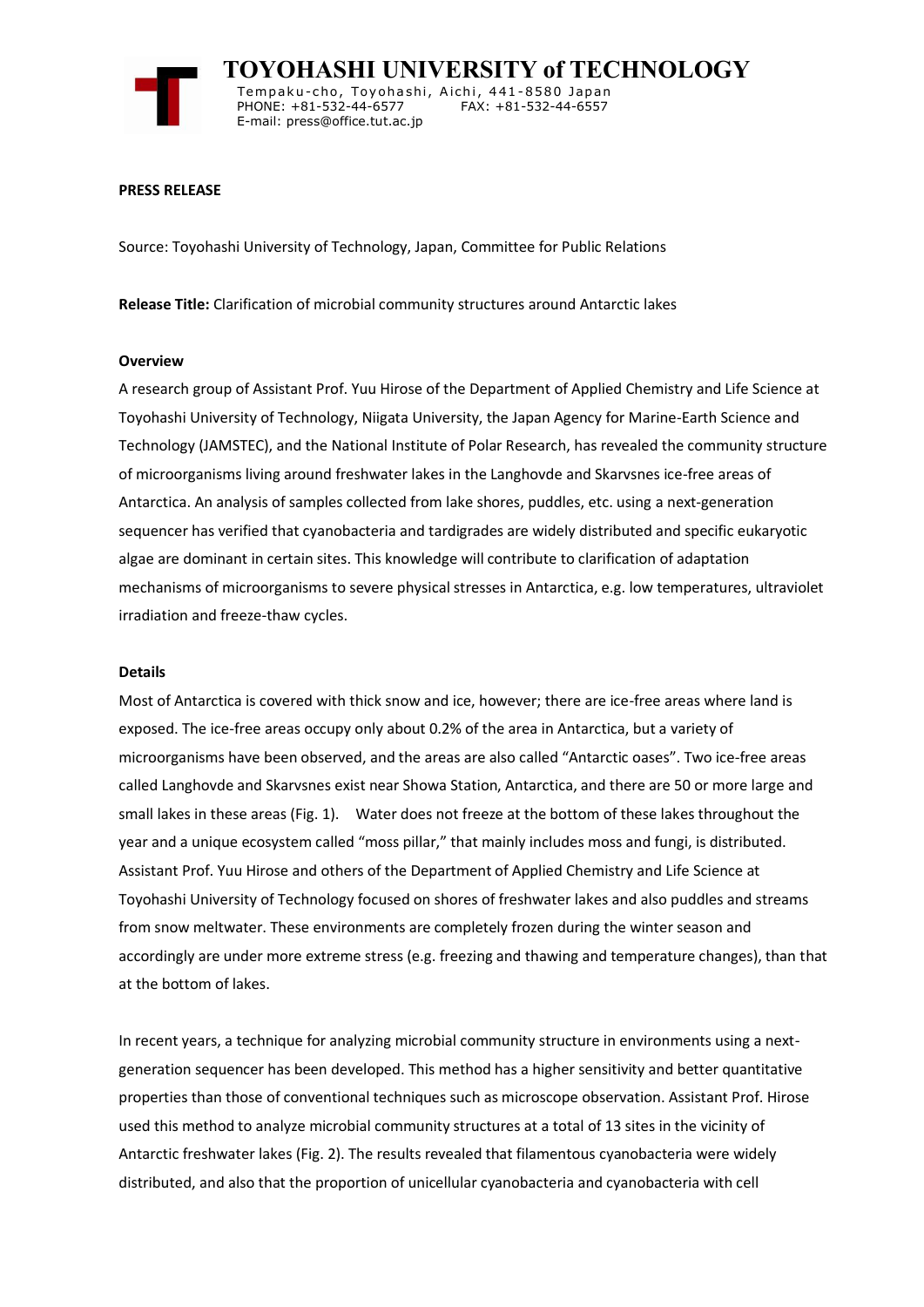# TOYOHASHI UNIVERSITY of TECHNOLOGY

Tempaku-cho, Toyohashi, Aichi, 441-8580 Japan
PHONE: +81-532-44-6577 FAX: +81-532-44-6557
E-mail: press@office.tut.ac.jp

**PRESS RELEASE**

Source: Toyohashi University of Technology, Japan, Committee for Public Relations

**Release Title:** Clarification of microbial community structures around Antarctic lakes

**Overview**

A research group of Assistant Prof. Yuu Hirose of the Department of Applied Chemistry and Life Science at Toyohashi University of Technology, Niigata University, the Japan Agency for Marine-Earth Science and Technology (JAMSTEC), and the National Institute of Polar Research, has revealed the community structure of microorganisms living around freshwater lakes in the Langhovde and Skarvsnes ice-free areas of Antarctica. An analysis of samples collected from lake shores, puddles, etc. using a next-generation sequencer has verified that cyanobacteria and tardigrades are widely distributed and specific eukaryotic algae are dominant in certain sites. This knowledge will contribute to clarification of adaptation mechanisms of microorganisms to severe physical stresses in Antarctica, e.g. low temperatures, ultraviolet irradiation and freeze-thaw cycles.

**Details**

Most of Antarctica is covered with thick snow and ice, however; there are ice-free areas where land is exposed. The ice-free areas occupy only about 0.2% of the area in Antarctica, but a variety of microorganisms have been observed, and the areas are also called "Antarctic oases". Two ice-free areas called Langhovde and Skarvsnes exist near Showa Station, Antarctica, and there are 50 or more large and small lakes in these areas (Fig. 1). Water does not freeze at the bottom of these lakes throughout the year and a unique ecosystem called "moss pillar," that mainly includes moss and fungi, is distributed. Assistant Prof. Yuu Hirose and others of the Department of Applied Chemistry and Life Science at Toyohashi University of Technology focused on shores of freshwater lakes and also puddles and streams from snow meltwater. These environments are completely frozen during the winter season and accordingly are under more extreme stress (e.g. freezing and thawing and temperature changes), than that at the bottom of lakes.

In recent years, a technique for analyzing microbial community structure in environments using a next-generation sequencer has been developed. This method has a higher sensitivity and better quantitative properties than those of conventional techniques such as microscope observation. Assistant Prof. Hirose used this method to analyze microbial community structures at a total of 13 sites in the vicinity of Antarctic freshwater lakes (Fig. 2). The results revealed that filamentous cyanobacteria were widely distributed, and also that the proportion of unicellular cyanobacteria and cyanobacteria with cell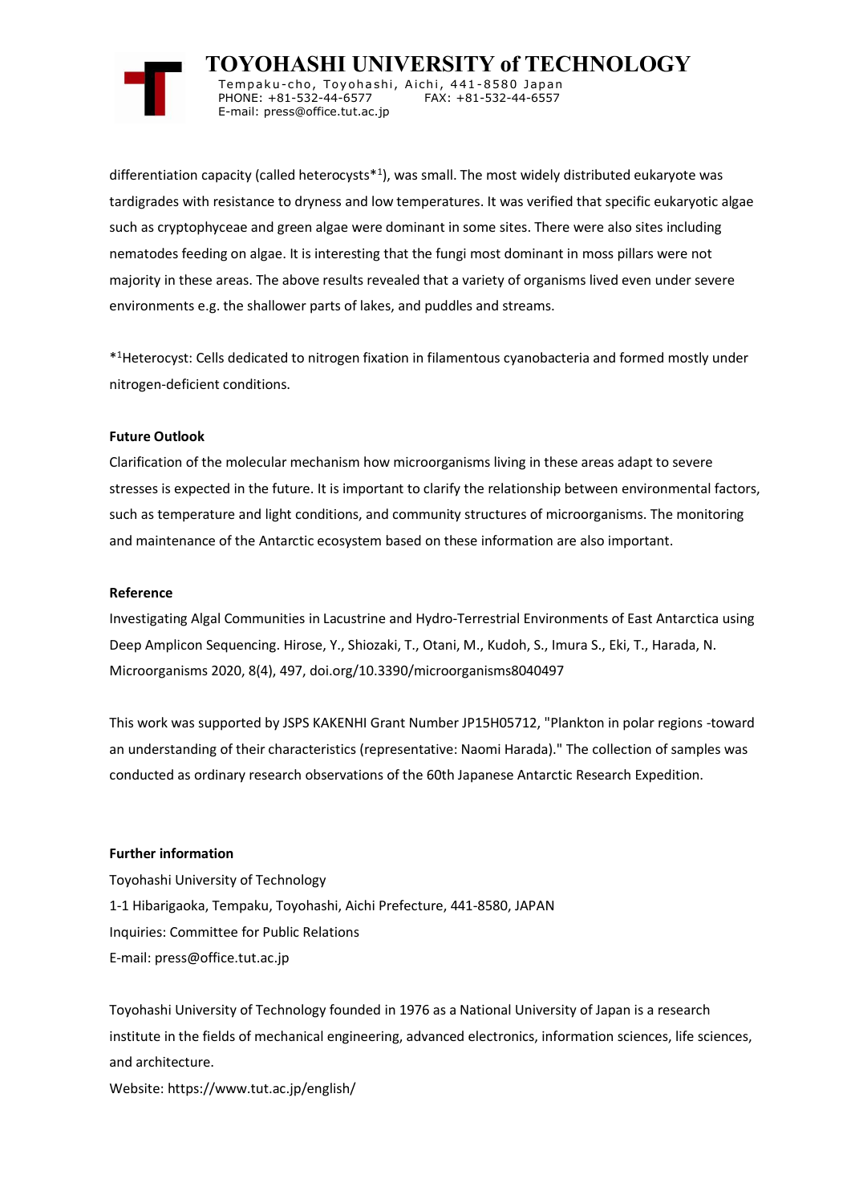differentiation capacity (called heterocysts*[1]), was small. The most widely distributed eukaryote was tardigrades with resistance to dryness and low temperatures. It was verified that specific eukaryotic algae such as cryptophyceae and green algae were dominant in some sites. There were also sites including nematodes feeding on algae. It is interesting that the fungi most dominant in moss pillars were not majority in these areas. The above results revealed that a variety of organisms lived even under severe environments e.g. the shallower parts of lakes, and puddles and streams.

*[1]Heterocyst: Cells dedicated to nitrogen fixation in filamentous cyanobacteria and formed mostly under nitrogen-deficient conditions.

**Future Outlook**

Clarification of the molecular mechanism how microorganisms living in these areas adapt to severe stresses is expected in the future. It is important to clarify the relationship between environmental factors, such as temperature and light conditions, and community structures of microorganisms. The monitoring and maintenance of the Antarctic ecosystem based on these information are also important.

**Reference**

Investigating Algal Communities in Lacustrine and Hydro-Terrestrial Environments of East Antarctica using Deep Amplicon Sequencing. Hirose, Y., Shiozaki, T., Otani, M., Kudoh, S., Imura S., Eki, T., Harada, N. Microorganisms 2020, 8(4), 497, doi.org/10.3390/microorganisms8040497

This work was supported by JSPS KAKENHI Grant Number JP15H05712, "Plankton in polar regions -toward an understanding of their characteristics (representative: Naomi Harada)." The collection of samples was conducted as ordinary research observations of the 60th Japanese Antarctic Research Expedition.

**Further information**

Toyohashi University of Technology
1-1 Hibarigaoka, Tempaku, Toyohashi, Aichi Prefecture, 441-8580, JAPAN
Inquiries: Committee for Public Relations
E-mail: press@office.tut.ac.jp

Toyohashi University of Technology founded in 1976 as a National University of Japan is a research institute in the fields of mechanical engineering, advanced electronics, information sciences, life sciences, and architecture.
Website: https://www.tut.ac.jp/english/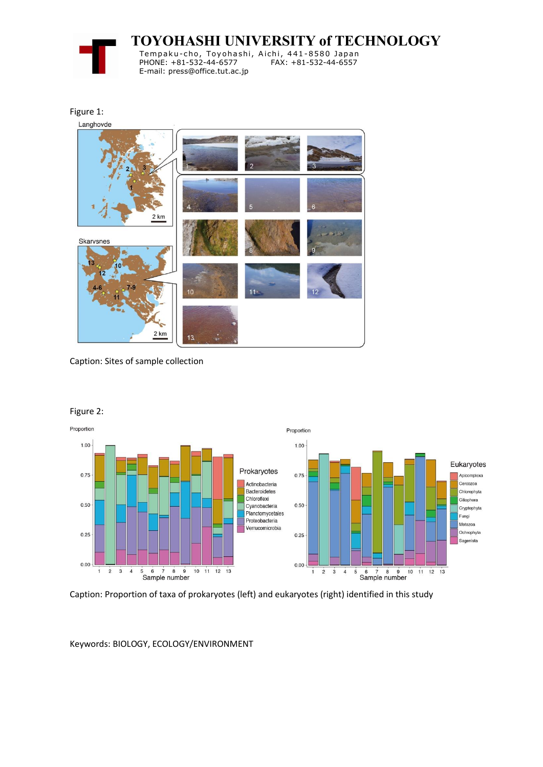# TOYOHASHI UNIVERSITY of TECHNOLOGY

Tempaku-cho, Toyohashi, Aichi, 441-8580 Japan
PHONE: +81-532-44-6577 FAX: +81-532-44-6557
E-mail: press@office.tut.ac.jp

Figure 1:

Langhovde

2 km

Skarvsnes

2 km

Caption: Sites of sample collection

Figure 2:

Proportion

1.00
0.75
0.50
0.25
0.00

1 2 3 4 5 6 7 8 9 10 11 12 13
Sample number

Prokaryotes
Actinobacteria
Bacteroidetes
Chloroflexi
Cyanobacteria
Planctomycetales
Proteobacteria
Verrucomicrobia

Proportion

1.00
0.75
0.50
0.25
0.00

1 2 3 4 5 6 7 8 9 10 11 12 13
Sample number

Eukaryotes
Apicomplexa
Cercozoa
Chlorophyta
Ciliophora
Cryptophyta
Fungi
Metazoa
Ochrophyta
Sagenista

Caption: Proportion of taxa of prokaryotes (left) and eukaryotes (right) identified in this study

Keywords: BIOLOGY, ECOLOGY/ENVIRONMENT